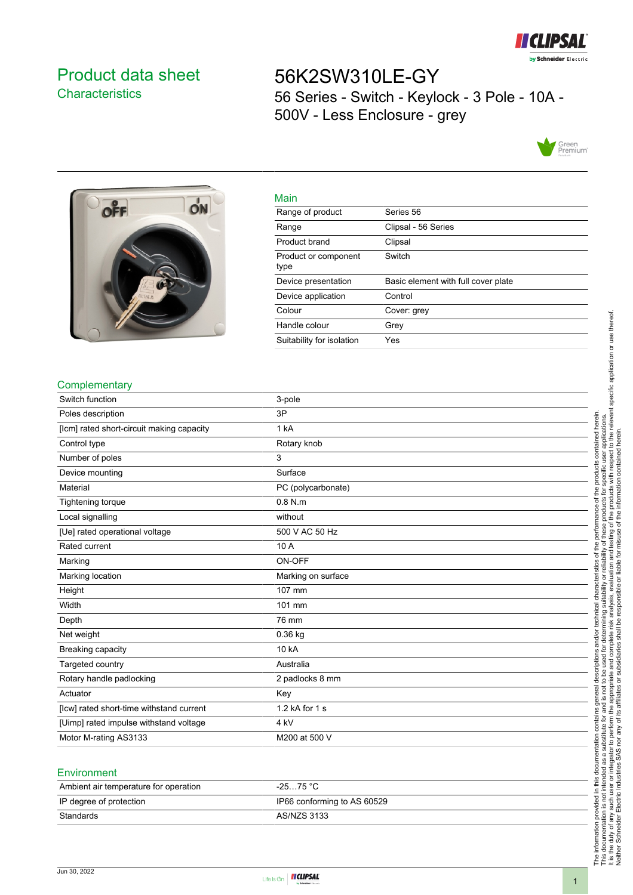# Product data sheet
## Characteristics

# 56K2SW310LE-GY
## 56 Series - Switch - Keylock - 3 Pole - 10A - 500V - Less Enclosure - grey

### Main

| | |
|---|---|
| Range of product | Series 56 |
| Range | Clipsal - 56 Series |
| Product brand | Clipsal |
| Product or component type | Switch |
| Device presentation | Basic element with full cover plate |
| Device application | Control |
| Colour | Cover: grey |
| Handle colour | Grey |
| Suitability for isolation | Yes |

### Complementary

| | |
|---|---|
| Switch function | 3-pole |
| Poles description | 3P |
| [Icm] rated short-circuit making capacity | 1 kA |
| Control type | Rotary knob |
| Number of poles | 3 |
| Device mounting | Surface |
| Material | PC (polycarbonate) |
| Tightening torque | 0.8 N.m |
| Local signalling | without |
| [Ue] rated operational voltage | 500 V AC 50 Hz |
| Rated current | 10 A |
| Marking | ON-OFF |
| Marking location | Marking on surface |
| Height | 107 mm |
| Width | 101 mm |
| Depth | 76 mm |
| Net weight | 0.36 kg |
| Breaking capacity | 10 kA |
| Targeted country | Australia |
| Rotary handle padlocking | 2 padlocks 8 mm |
| Actuator | Key |
| [Icw] rated short-time withstand current | 1.2 kA for 1 s |
| [Uimp] rated impulse withstand voltage | 4 kV |
| Motor M-rating AS3133 | M200 at 500 V |

### Environment

| | |
|---|---|
| Ambient air temperature for operation | -25…75 °C |
| IP degree of protection | IP66 conforming to AS 60529 |
| Standards | AS/NZS 3133 |

The information provided in this documentation contains general descriptions and/or technical characteristics of the performance of the products contained herein. This documentation is not intended as a substitute for and is not to be used for determining suitability or reliability of these products for specific user applications. It is the duty of any such user or integrator to perform the appropriate and complete risk analysis, evaluation and testing of the products with respect to the relevant specific application or use thereof. Neither Schneider Electric Industries SAS nor any of its affiliates or subsidiaries shall be responsible or liable for misuse of the information contained herein.

Jun 30, 2022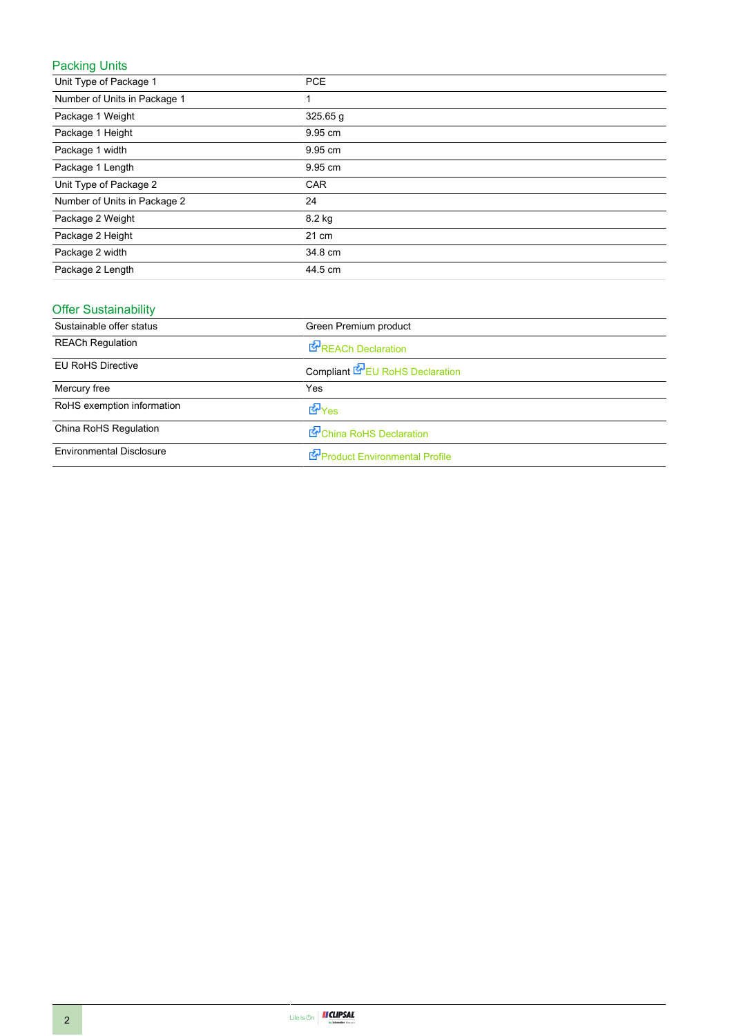## Packing Units

| | |
|---|---|
| Unit Type of Package 1 | PCE |
| Number of Units in Package 1 | 1 |
| Package 1 Weight | 325.65 g |
| Package 1 Height | 9.95 cm |
| Package 1 width | 9.95 cm |
| Package 1 Length | 9.95 cm |
| Unit Type of Package 2 | CAR |
| Number of Units in Package 2 | 24 |
| Package 2 Weight | 8.2 kg |
| Package 2 Height | 21 cm |
| Package 2 width | 34.8 cm |
| Package 2 Length | 44.5 cm |

## Offer Sustainability

| | |
|---|---|
| Sustainable offer status | Green Premium product |
| REACh Regulation | REACh Declaration |
| EU RoHS Directive | Compliant EU RoHS Declaration |
| Mercury free | Yes |
| RoHS exemption information | Yes |
| China RoHS Regulation | China RoHS Declaration |
| Environmental Disclosure | Product Environmental Profile |